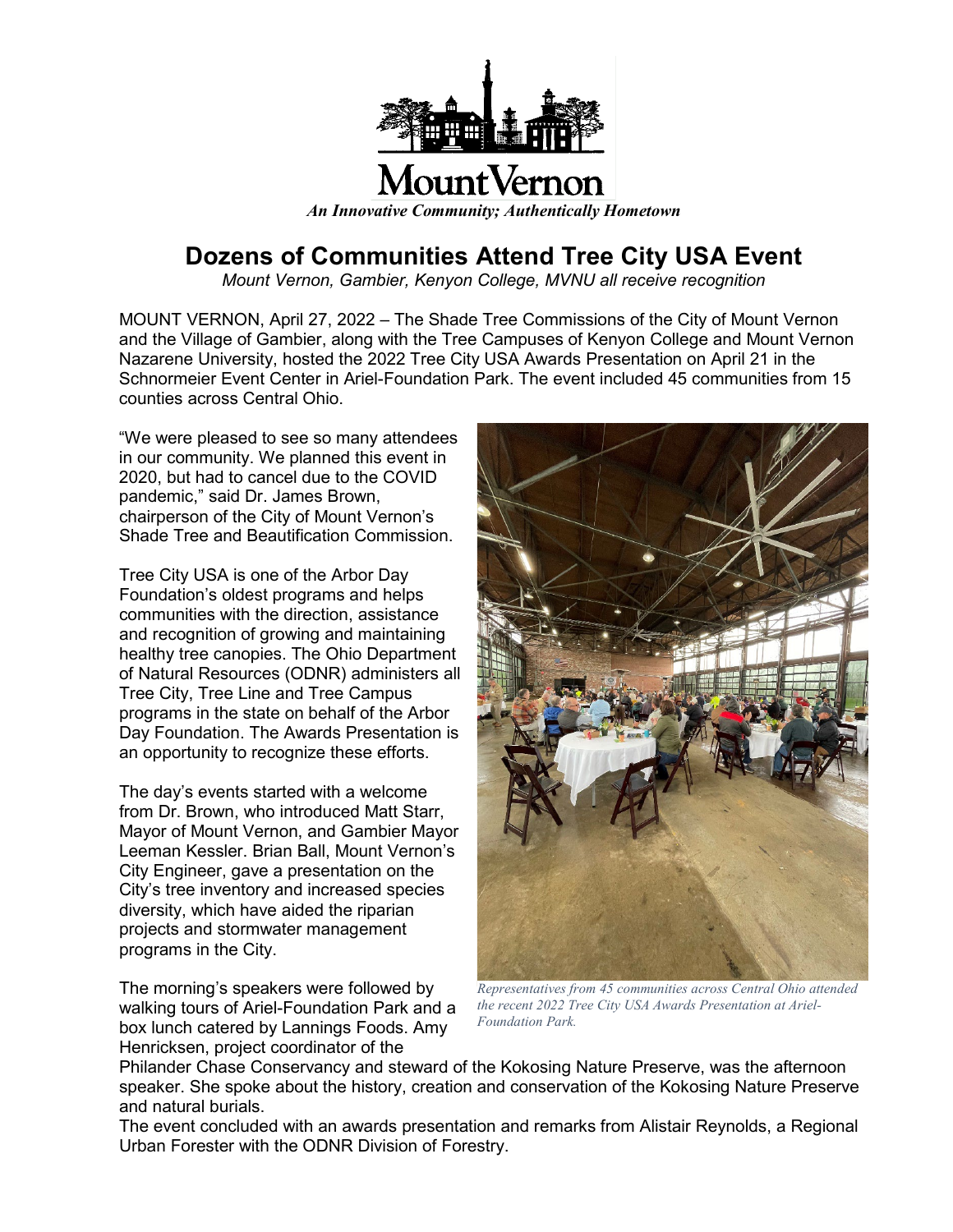Mount Vernon

*An Innovative Community; Authentically Hometown*

# Dozens of Communities Attend Tree City USA Event

*Mount Vernon, Gambier, Kenyon College, MVNU all receive recognition*

MOUNT VERNON, April 27, 2022 – The Shade Tree Commissions of the City of Mount Vernon and the Village of Gambier, along with the Tree Campuses of Kenyon College and Mount Vernon Nazarene University, hosted the 2022 Tree City USA Awards Presentation on April 21 in the Schnormeier Event Center in Ariel-Foundation Park. The event included 45 communities from 15 counties across Central Ohio.

"We were pleased to see so many attendees in our community. We planned this event in 2020, but had to cancel due to the COVID pandemic," said Dr. James Brown, chairperson of the City of Mount Vernon's Shade Tree and Beautification Commission.

Tree City USA is one of the Arbor Day Foundation's oldest programs and helps communities with the direction, assistance and recognition of growing and maintaining healthy tree canopies. The Ohio Department of Natural Resources (ODNR) administers all Tree City, Tree Line and Tree Campus programs in the state on behalf of the Arbor Day Foundation. The Awards Presentation is an opportunity to recognize these efforts.

The day's events started with a welcome from Dr. Brown, who introduced Matt Starr, Mayor of Mount Vernon, and Gambier Mayor Leeman Kessler. Brian Ball, Mount Vernon's City Engineer, gave a presentation on the City's tree inventory and increased species diversity, which have aided the riparian projects and stormwater management programs in the City.

*Representatives from 45 communities across Central Ohio attended the recent 2022 Tree City USA Awards Presentation at Ariel-Foundation Park.*

The morning's speakers were followed by walking tours of Ariel-Foundation Park and a box lunch catered by Lannings Foods. Amy Henricksen, project coordinator of the Philander Chase Conservancy and steward of the Kokosing Nature Preserve, was the afternoon speaker. She spoke about the history, creation and conservation of the Kokosing Nature Preserve and natural burials.

The event concluded with an awards presentation and remarks from Alistair Reynolds, a Regional Urban Forester with the ODNR Division of Forestry.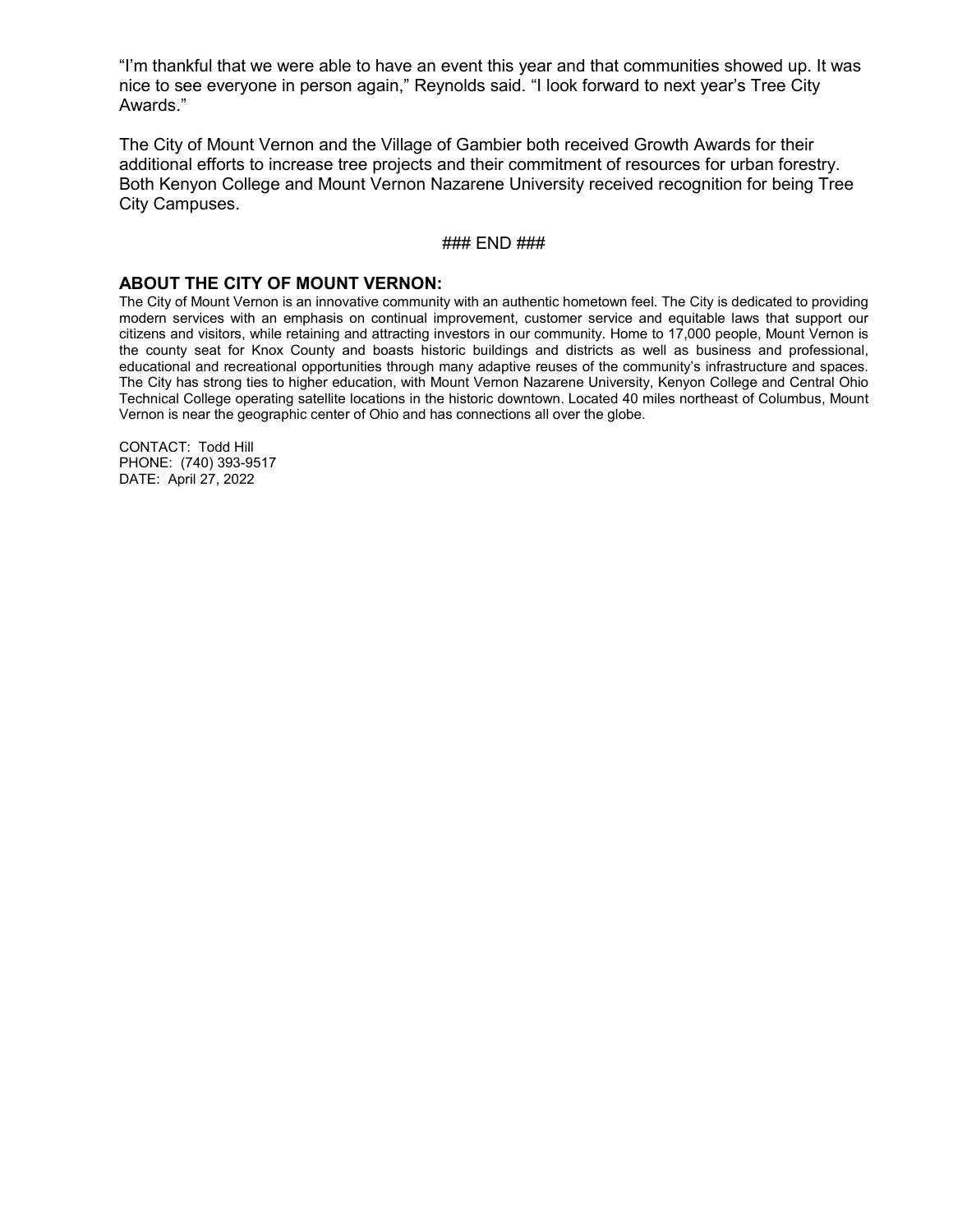"I'm thankful that we were able to have an event this year and that communities showed up. It was nice to see everyone in person again," Reynolds said. "I look forward to next year's Tree City Awards."

The City of Mount Vernon and the Village of Gambier both received Growth Awards for their additional efforts to increase tree projects and their commitment of resources for urban forestry. Both Kenyon College and Mount Vernon Nazarene University received recognition for being Tree City Campuses.

### END ###

**ABOUT THE CITY OF MOUNT VERNON:**

The City of Mount Vernon is an innovative community with an authentic hometown feel. The City is dedicated to providing modern services with an emphasis on continual improvement, customer service and equitable laws that support our citizens and visitors, while retaining and attracting investors in our community. Home to 17,000 people, Mount Vernon is the county seat for Knox County and boasts historic buildings and districts as well as business and professional, educational and recreational opportunities through many adaptive reuses of the community's infrastructure and spaces. The City has strong ties to higher education, with Mount Vernon Nazarene University, Kenyon College and Central Ohio Technical College operating satellite locations in the historic downtown. Located 40 miles northeast of Columbus, Mount Vernon is near the geographic center of Ohio and has connections all over the globe.

CONTACT: Todd Hill
PHONE: (740) 393-9517
DATE: April 27, 2022